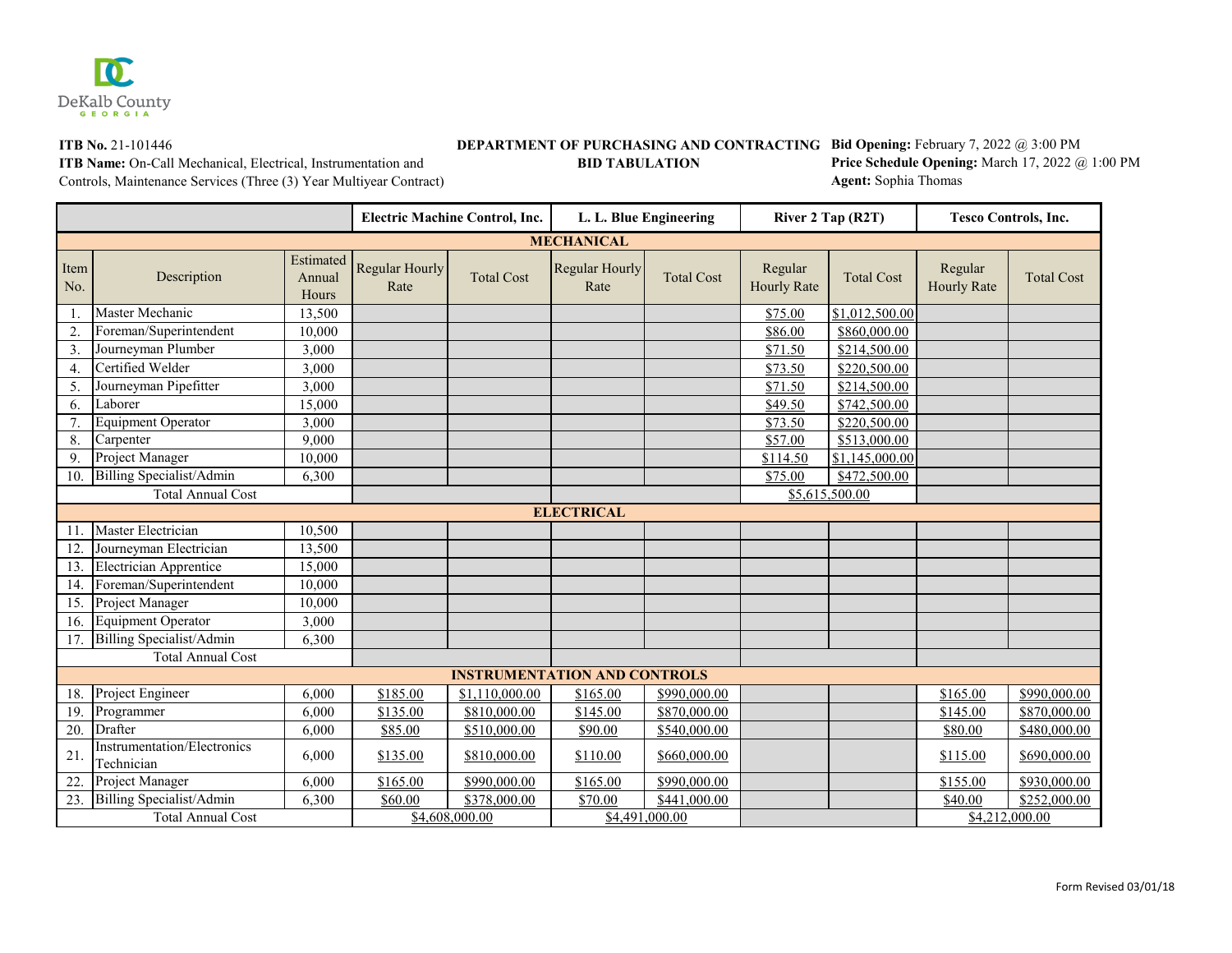DeKalb County GEORGIA

**ITB No.** 21-101446
**ITB Name:** On-Call Mechanical, Electrical, Instrumentation and Controls, Maintenance Services (Three (3) Year Multiyear Contract)

**DEPARTMENT OF PURCHASING AND CONTRACTING**
**BID TABULATION**

**Bid Opening:** February 7, 2022 @ 3:00 PM
**Price Schedule Opening:** March 17, 2022 @ 1:00 PM
**Agent:** Sophia Thomas

| | | | Electric Machine Control, Inc. | | L. L. Blue Engineering | | River 2 Tap (R2T) | | Tesco Controls, Inc. | |
|---|---|---|---|---|---|---|---|---|---|---|
| **MECHANICAL** | | | | | | | | | | |
| Item No. | Description | Estimated Annual Hours | Regular Hourly Rate | Total Cost | Regular Hourly Rate | Total Cost | Regular Hourly Rate | Total Cost | Regular Hourly Rate | Total Cost |
| 1. | Master Mechanic | 13,500 | | | | | $75.00 | $1,012,500.00 | | |
| 2. | Foreman/Superintendent | 10,000 | | | | | $86.00 | $860,000.00 | | |
| 3. | Journeyman Plumber | 3,000 | | | | | $71.50 | $214,500.00 | | |
| 4. | Certified Welder | 3,000 | | | | | $73.50 | $220,500.00 | | |
| 5. | Journeyman Pipefitter | 3,000 | | | | | $71.50 | $214,500.00 | | |
| 6. | Laborer | 15,000 | | | | | $49.50 | $742,500.00 | | |
| 7. | Equipment Operator | 3,000 | | | | | $73.50 | $220,500.00 | | |
| 8. | Carpenter | 9,000 | | | | | $57.00 | $513,000.00 | | |
| 9. | Project Manager | 10,000 | | | | | $114.50 | $1,145,000.00 | | |
| 10. | Billing Specialist/Admin | 6,300 | | | | | $75.00 | $472,500.00 | | |
| Total Annual Cost | | | | | | | $5,615,500.00 | | | |
| **ELECTRICAL** | | | | | | | | | | |
| 11. | Master Electrician | 10,500 | | | | | | | | |
| 12. | Journeyman Electrician | 13,500 | | | | | | | | |
| 13. | Electrician Apprentice | 15,000 | | | | | | | | |
| 14. | Foreman/Superintendent | 10,000 | | | | | | | | |
| 15. | Project Manager | 10,000 | | | | | | | | |
| 16. | Equipment Operator | 3,000 | | | | | | | | |
| 17. | Billing Specialist/Admin | 6,300 | | | | | | | | |
| Total Annual Cost | | | | | | | | | | |
| **INSTRUMENTATION AND CONTROLS** | | | | | | | | | | |
| 18. | Project Engineer | 6,000 | $185.00 | $1,110,000.00 | $165.00 | $990,000.00 | | | $165.00 | $990,000.00 |
| 19. | Programmer | 6,000 | $135.00 | $810,000.00 | $145.00 | $870,000.00 | | | $145.00 | $870,000.00 |
| 20. | Drafter | 6,000 | $85.00 | $510,000.00 | $90.00 | $540,000.00 | | | $80.00 | $480,000.00 |
| 21. | Instrumentation/Electronics Technician | 6,000 | $135.00 | $810,000.00 | $110.00 | $660,000.00 | | | $115.00 | $690,000.00 |
| 22. | Project Manager | 6,000 | $165.00 | $990,000.00 | $165.00 | $990,000.00 | | | $155.00 | $930,000.00 |
| 23. | Billing Specialist/Admin | 6,300 | $60.00 | $378,000.00 | $70.00 | $441,000.00 | | | $40.00 | $252,000.00 |
| Total Annual Cost | | | $4,608,000.00 | | $4,491,000.00 | | | | $4,212,000.00 | |

Form Revised 03/01/18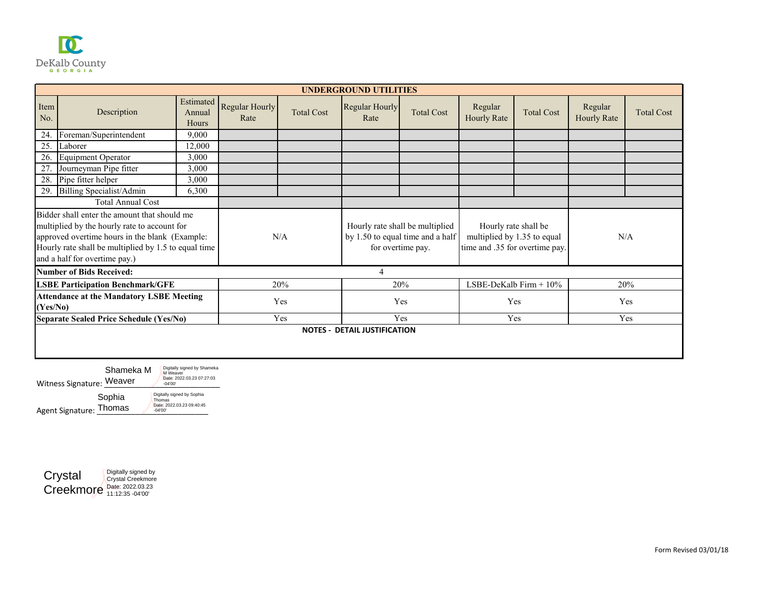DeKalb County
GEORGIA

| UNDERGROUND UTILITIES | | | | | | | | | | |
|---|---|---|---|---|---|---|---|---|---|---|
| Item No. | Description | Estimated Annual Hours | Regular Hourly Rate | Total Cost | Regular Hourly Rate | Total Cost | Regular Hourly Rate | Total Cost | Regular Hourly Rate | Total Cost |
| 24. | Foreman/Superintendent | 9,000 | | | | | | | | |
| 25. | Laborer | 12,000 | | | | | | | | |
| 26. | Equipment Operator | 3,000 | | | | | | | | |
| 27. | Journeyman Pipe fitter | 3,000 | | | | | | | | |
| 28. | Pipe fitter helper | 3,000 | | | | | | | | |
| 29. | Billing Specialist/Admin | 6,300 | | | | | | | | |
| | Total Annual Cost | | | | | | | | | |
| Bidder shall enter the amount that should me multiplied by the hourly rate to account for approved overtime hours in the blank (Example: Hourly rate shall be multiplied by 1.5 to equal time and a half for overtime pay.) | | | N/A | | Hourly rate shall be multiplied by 1.50 to equal time and a half for overtime pay. | | Hourly rate shall be multiplied by 1.35 to equal time and .35 for overtime pay. | | N/A | |
| **Number of Bids Received:** | | | 4 | | | | | | | |
| **LSBE Participation Benchmark/GFE** | | | 20% | | 20% | | LSBE-DeKalb Firm + 10% | | 20% | |
| **Attendance at the Mandatory LSBE Meeting (Yes/No)** | | | Yes | | Yes | | Yes | | Yes | |
| **Separate Sealed Price Schedule (Yes/No)** | | | Yes | | Yes | | Yes | | Yes | |

**NOTES - DETAIL JUSTIFICATION**

Witness Signature: Shameka M Weaver — Digitally signed by Shameka M Weaver Date: 2022.03.23 07:27:03 -04'00'

Agent Signature: Sophia Thomas — Digitally signed by Sophia Thomas Date: 2022.03.23 09:40:45 -04'00'

Crystal Creekmore — Digitally signed by Crystal Creekmore Date: 2022.03.23 11:12:35 -04'00'

Form Revised 03/01/18